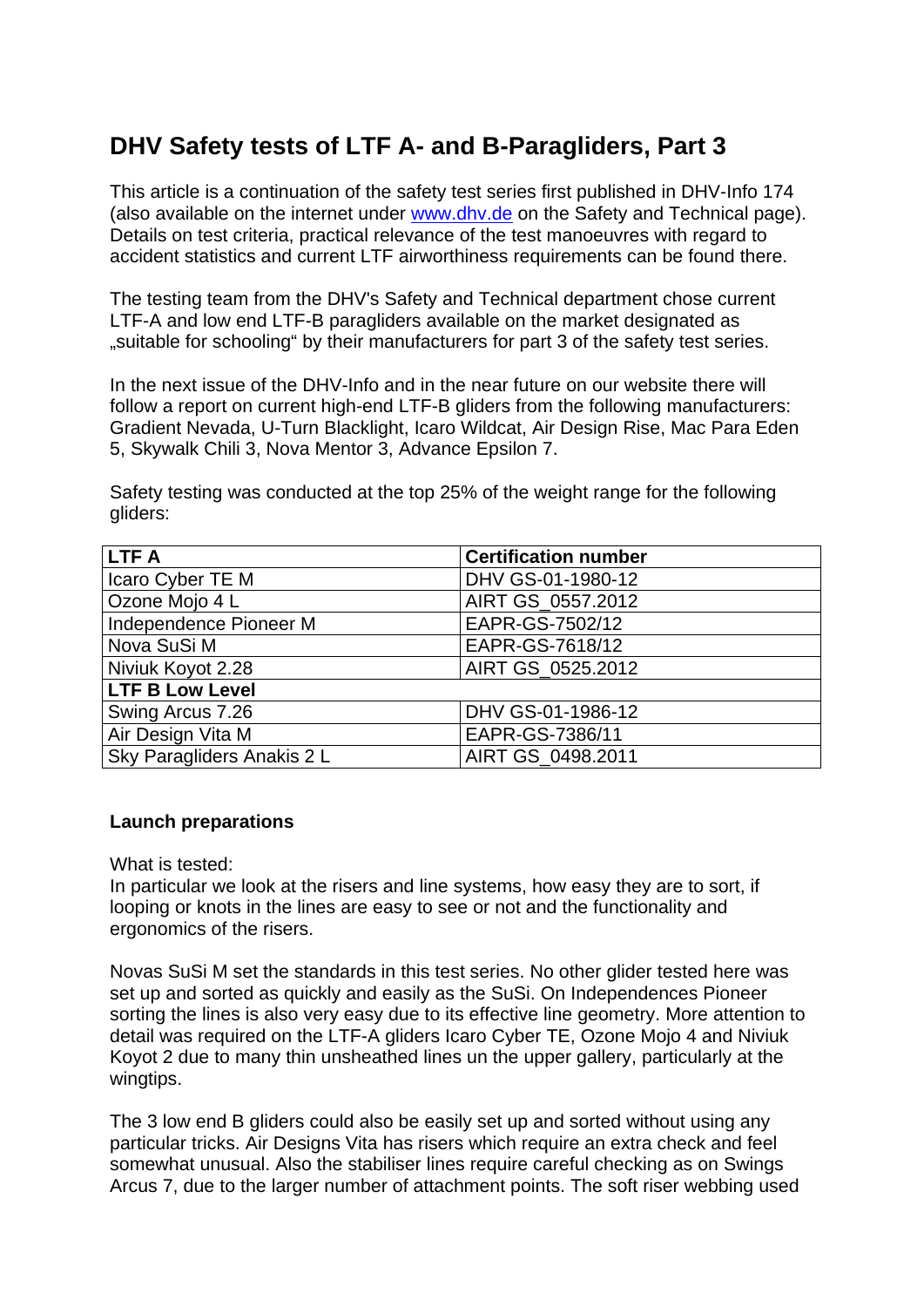# DHV Safety tests of LTF A- and B-Paragliders, Part 3

This article is a continuation of the safety test series first published in DHV-Info 174 (also available on the internet under www.dhv.de on the Safety and Technical page). Details on test criteria, practical relevance of the test manoeuvres with regard to accident statistics and current LTF airworthiness requirements can be found there.

The testing team from the DHV's Safety and Technical department chose current LTF-A and low end LTF-B paragliders available on the market designated as „suitable for schooling“ by their manufacturers for part 3 of the safety test series.

In the next issue of the DHV-Info and in the near future on our website there will follow a report on current high-end LTF-B gliders from the following manufacturers: Gradient Nevada, U-Turn Blacklight, Icaro Wildcat, Air Design Rise, Mac Para Eden 5, Skywalk Chili 3, Nova Mentor 3, Advance Epsilon 7.

Safety testing was conducted at the top 25% of the weight range for the following gliders:

| LTF A | Certification number |
|---|---|
| Icaro Cyber TE M | DHV GS-01-1980-12 |
| Ozone Mojo 4 L | AIRT GS_0557.2012 |
| Independence Pioneer M | EAPR-GS-7502/12 |
| Nova SuSi M | EAPR-GS-7618/12 |
| Niviuk Koyot 2.28 | AIRT GS_0525.2012 |
| **LTF B Low Level** | |
| Swing Arcus 7.26 | DHV GS-01-1986-12 |
| Air Design Vita M | EAPR-GS-7386/11 |
| Sky Paragliders Anakis 2 L | AIRT GS_0498.2011 |

**Launch preparations**

What is tested:
In particular we look at the risers and line systems, how easy they are to sort, if looping or knots in the lines are easy to see or not and the functionality and ergonomics of the risers.

Novas SuSi M set the standards in this test series. No other glider tested here was set up and sorted as quickly and easily as the SuSi. On Independences Pioneer sorting the lines is also very easy due to its effective line geometry. More attention to detail was required on the LTF-A gliders Icaro Cyber TE, Ozone Mojo 4 and Niviuk Koyot 2 due to many thin unsheathed lines un the upper gallery, particularly at the wingtips.

The 3 low end B gliders could also be easily set up and sorted without using any particular tricks. Air Designs Vita has risers which require an extra check and feel somewhat unusual. Also the stabiliser lines require careful checking as on Swings Arcus 7, due to the larger number of attachment points. The soft riser webbing used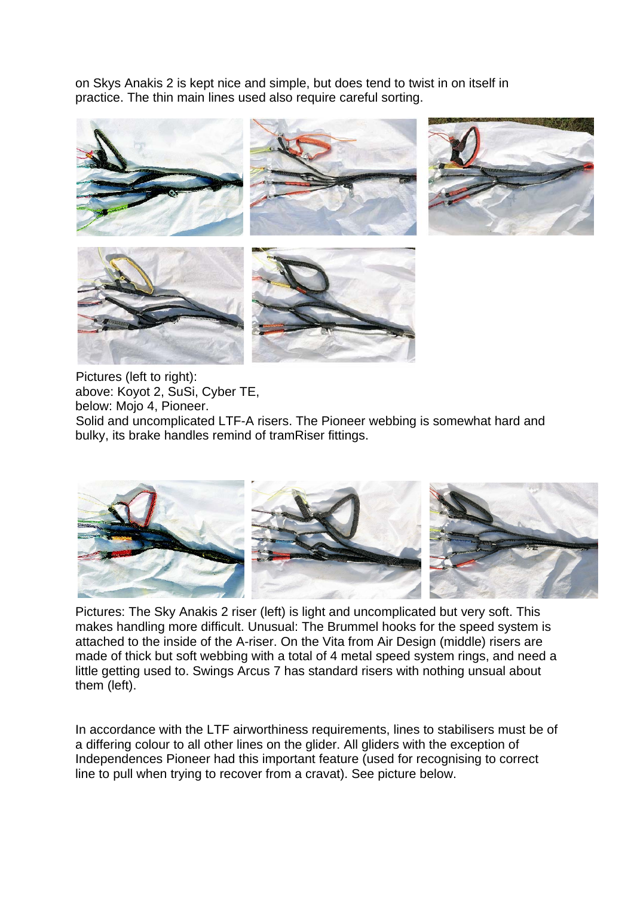on Skys Anakis 2 is kept nice and simple, but does tend to twist in on itself in practice. The thin main lines used also require careful sorting.

Pictures (left to right):
above: Koyot 2, SuSi, Cyber TE,
below: Mojo 4, Pioneer.
Solid and uncomplicated LTF-A risers. The Pioneer webbing is somewhat hard and bulky, its brake handles remind of tramRiser fittings.

Pictures: The Sky Anakis 2 riser (left) is light and uncomplicated but very soft. This makes handling more difficult. Unusual: The Brummel hooks for the speed system is attached to the inside of the A-riser. On the Vita from Air Design (middle) risers are made of thick but soft webbing with a total of 4 metal speed system rings, and need a little getting used to. Swings Arcus 7 has standard risers with nothing unusual about them (left).

In accordance with the LTF airworthiness requirements, lines to stabilisers must be of a differing colour to all other lines on the glider. All gliders with the exception of Independences Pioneer had this important feature (used for recognising to correct line to pull when trying to recover from a cravat). See picture below.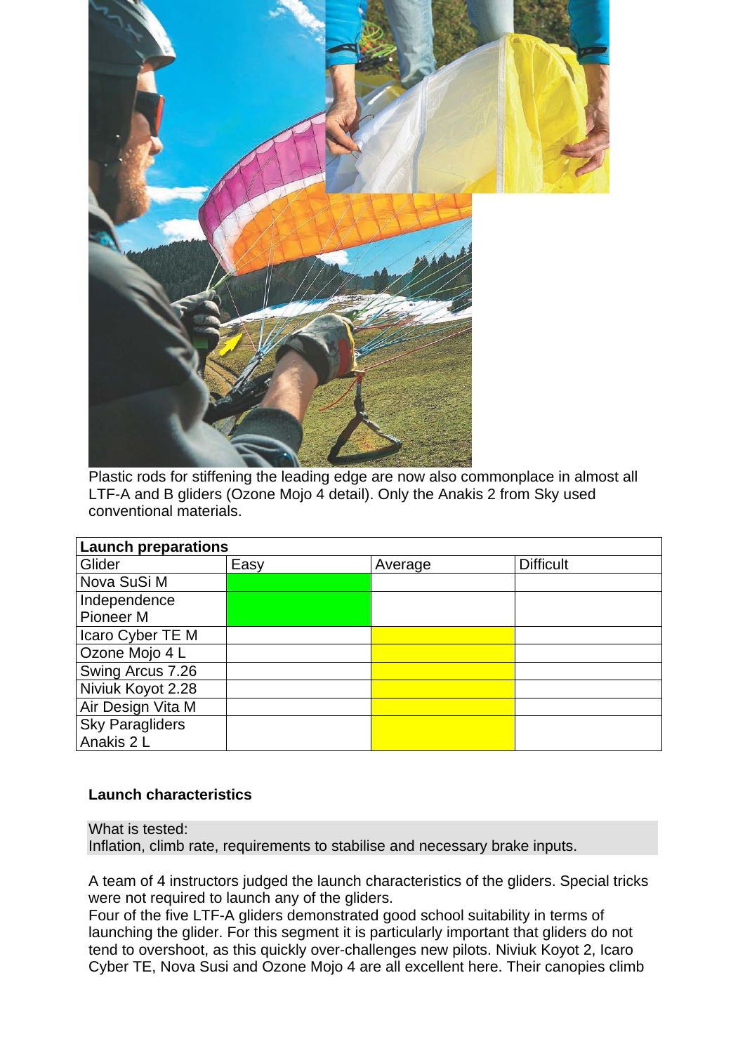Plastic rods for stiffening the leading edge are now also commonplace in almost all LTF-A and B gliders (Ozone Mojo 4 detail). Only the Anakis 2 from Sky used conventional materials.

| Launch preparations | | | |
|---|---|---|---|
| Glider | Easy | Average | Difficult |
| Nova SuSi M | ■ | | |
| Independence Pioneer M | ■ | | |
| Icaro Cyber TE M | | ■ | |
| Ozone Mojo 4 L | | ■ | |
| Swing Arcus 7.26 | | ■ | |
| Niviuk Koyot 2.28 | | ■ | |
| Air Design Vita M | | ■ | |
| Sky Paragliders Anakis 2 L | | ■ | |

**Launch characteristics**

What is tested:
Inflation, climb rate, requirements to stabilise and necessary brake inputs.

A team of 4 instructors judged the launch characteristics of the gliders. Special tricks were not required to launch any of the gliders.
Four of the five LTF-A gliders demonstrated good school suitability in terms of launching the glider. For this segment it is particularly important that gliders do not tend to overshoot, as this quickly over-challenges new pilots. Niviuk Koyot 2, Icaro Cyber TE, Nova Susi and Ozone Mojo 4 are all excellent here. Their canopies climb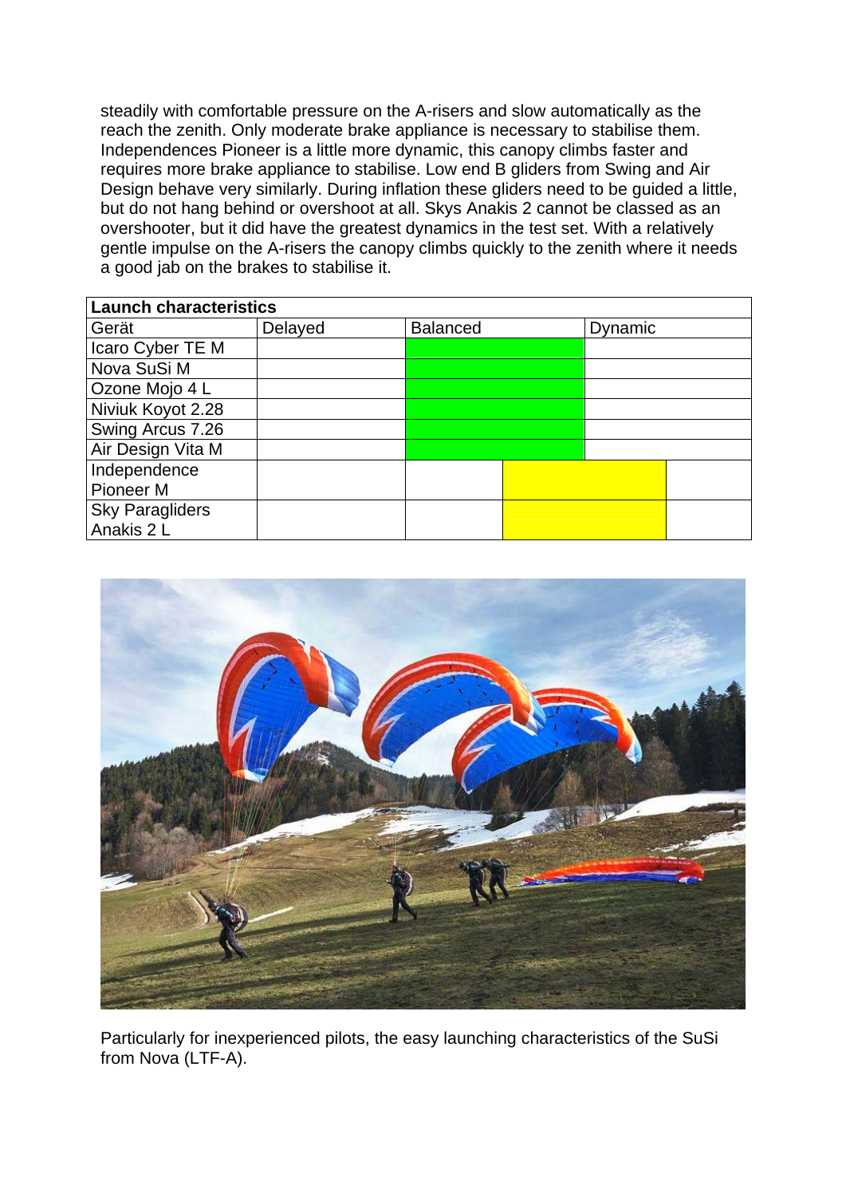steadily with comfortable pressure on the A-risers and slow automatically as the reach the zenith. Only moderate brake appliance is necessary to stabilise them. Independences Pioneer is a little more dynamic, this canopy climbs faster and requires more brake appliance to stabilise. Low end B gliders from Swing and Air Design behave very similarly. During inflation these gliders need to be guided a little, but do not hang behind or overshoot at all. Skys Anakis 2 cannot be classed as an overshooter, but it did have the greatest dynamics in the test set. With a relatively gentle impulse on the A-risers the canopy climbs quickly to the zenith where it needs a good jab on the brakes to stabilise it.

**Launch characteristics**

| Gerät | Delayed | Balanced | Dynamic |
|---|---|---|---|
| Icaro Cyber TE M | | ■ (green) | |
| Nova SuSi M | | ■ (green) | |
| Ozone Mojo 4 L | | ■ (green) | |
| Niviuk Koyot 2.28 | | ■ (green) | |
| Swing Arcus 7.26 | | ■ (green) | |
| Air Design Vita M | | ■ (green) | |
| Independence Pioneer M | | ■ (yellow, between Balanced and Dynamic) | ■ (yellow) |
| Sky Paragliders Anakis 2 L | | ■ (yellow, between Balanced and Dynamic) | ■ (yellow) |

Particularly for inexperienced pilots, the easy launching characteristics of the SuSi from Nova (LTF-A).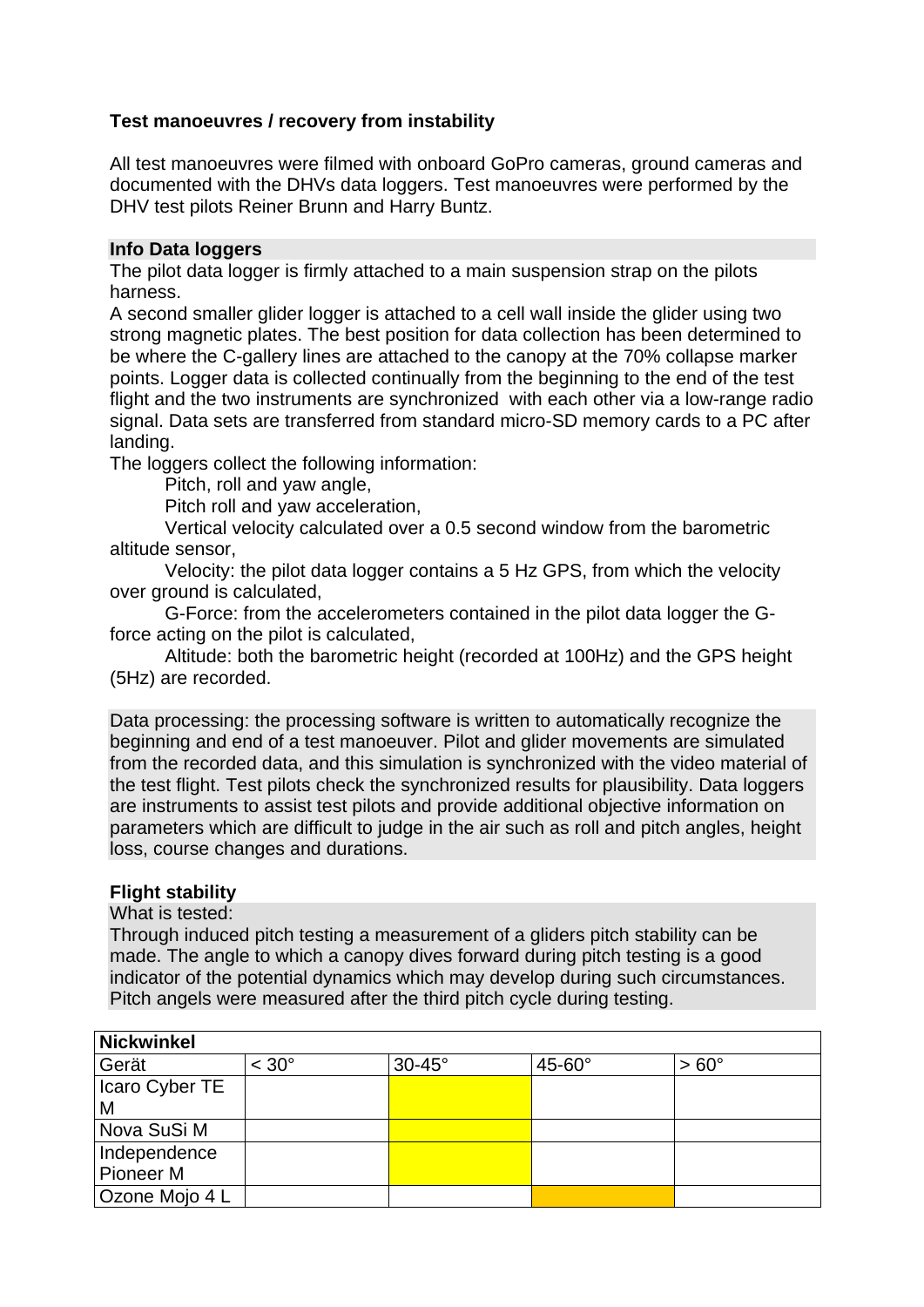**Test manoeuvres / recovery from instability**

All test manoeuvres were filmed with onboard GoPro cameras, ground cameras and documented with the DHVs data loggers. Test manoeuvres were performed by the DHV test pilots Reiner Brunn and Harry Buntz.

**Info Data loggers**

The pilot data logger is firmly attached to a main suspension strap on the pilots harness.
A second smaller glider logger is attached to a cell wall inside the glider using two strong magnetic plates. The best position for data collection has been determined to be where the C-gallery lines are attached to the canopy at the 70% collapse marker points. Logger data is collected continually from the beginning to the end of the test flight and the two instruments are synchronized with each other via a low-range radio signal. Data sets are transferred from standard micro-SD memory cards to a PC after landing.
The loggers collect the following information:

Pitch, roll and yaw angle,

Pitch roll and yaw acceleration,

Vertical velocity calculated over a 0.5 second window from the barometric altitude sensor,

Velocity: the pilot data logger contains a 5 Hz GPS, from which the velocity over ground is calculated,

G-Force: from the accelerometers contained in the pilot data logger the G-force acting on the pilot is calculated,

Altitude: both the barometric height (recorded at 100Hz) and the GPS height (5Hz) are recorded.

Data processing: the processing software is written to automatically recognize the beginning and end of a test manoeuver. Pilot and glider movements are simulated from the recorded data, and this simulation is synchronized with the video material of the test flight. Test pilots check the synchronized results for plausibility. Data loggers are instruments to assist test pilots and provide additional objective information on parameters which are difficult to judge in the air such as roll and pitch angles, height loss, course changes and durations.

**Flight stability**

What is tested:
Through induced pitch testing a measurement of a gliders pitch stability can be made. The angle to which a canopy dives forward during pitch testing is a good indicator of the potential dynamics which may develop during such circumstances. Pitch angels were measured after the third pitch cycle during testing.

| **Nickwinkel** | | | | |
|---|---|---|---|---|
| Gerät | < 30° | 30-45° | 45-60° | > 60° |
| Icaro Cyber TE M | | | | |
| Nova SuSi M | | | | |
| Independence Pioneer M | | | | |
| Ozone Mojo 4 L | | | | |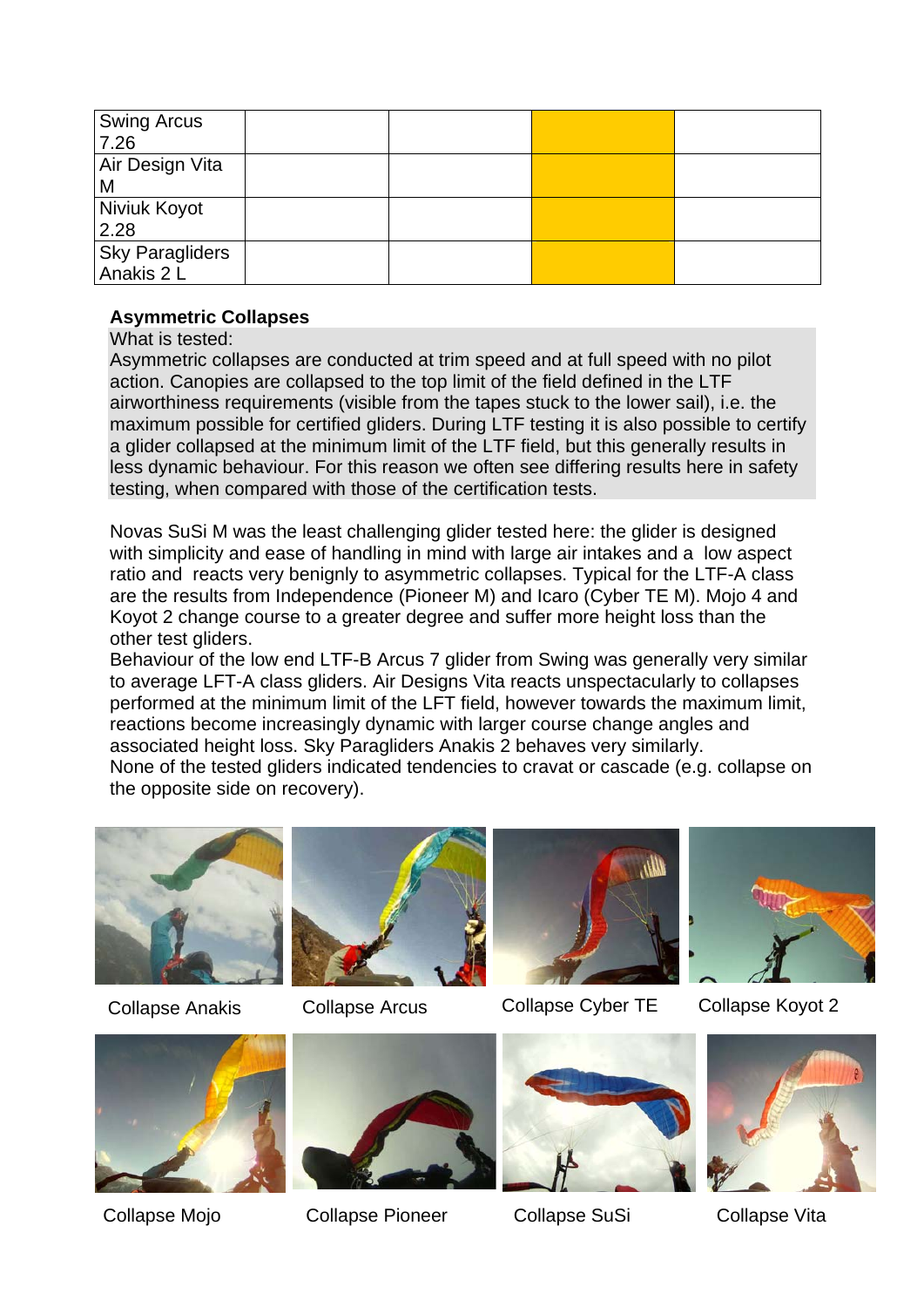| | | | | |
|---|---|---|---|---|
| Swing Arcus 7.26 | | | | |
| Air Design Vita M | | | | |
| Niviuk Koyot 2.28 | | | | |
| Sky Paragliders Anakis 2 L | | | | |

**Asymmetric Collapses**

What is tested:
Asymmetric collapses are conducted at trim speed and at full speed with no pilot action. Canopies are collapsed to the top limit of the field defined in the LTF airworthiness requirements (visible from the tapes stuck to the lower sail), i.e. the maximum possible for certified gliders. During LTF testing it is also possible to certify a glider collapsed at the minimum limit of the LTF field, but this generally results in less dynamic behaviour. For this reason we often see differing results here in safety testing, when compared with those of the certification tests.

Novas SuSi M was the least challenging glider tested here: the glider is designed with simplicity and ease of handling in mind with large air intakes and a low aspect ratio and reacts very benignly to asymmetric collapses. Typical for the LTF-A class are the results from Independence (Pioneer M) and Icaro (Cyber TE M). Mojo 4 and Koyot 2 change course to a greater degree and suffer more height loss than the other test gliders.
Behaviour of the low end LTF-B Arcus 7 glider from Swing was generally very similar to average LFT-A class gliders. Air Designs Vita reacts unspectacularly to collapses performed at the minimum limit of the LFT field, however towards the maximum limit, reactions become increasingly dynamic with larger course change angles and associated height loss. Sky Paragliders Anakis 2 behaves very similarly.
None of the tested gliders indicated tendencies to cravat or cascade (e.g. collapse on the opposite side on recovery).

Collapse Anakis

Collapse Arcus

Collapse Cyber TE

Collapse Koyot 2

Collapse Mojo

Collapse Pioneer

Collapse SuSi

Collapse Vita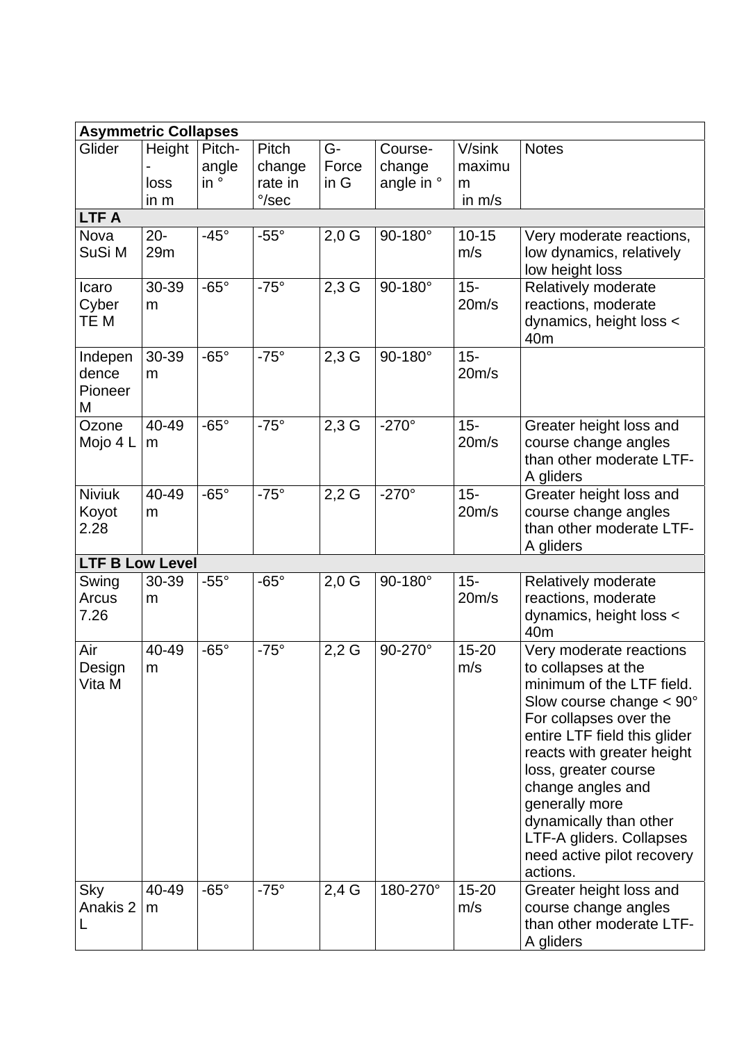| Asymmetric Collapses | | | | | | | |
|---|---|---|---|---|---|---|---|
| Glider | Height-loss in m | Pitch-angle in ° | Pitch change rate in °/sec | G-Force in G | Course-change angle in ° | V/sink maximum in m/s | Notes |
| **LTF A** | | | | | | | |
| Nova SuSi M | 20-29m | -45° | -55° | 2,0 G | 90-180° | 10-15 m/s | Very moderate reactions, low dynamics, relatively low height loss |
| Icaro Cyber TE M | 30-39 m | -65° | -75° | 2,3 G | 90-180° | 15-20m/s | Relatively moderate reactions, moderate dynamics, height loss < 40m |
| Independence Pioneer M | 30-39 m | -65° | -75° | 2,3 G | 90-180° | 15-20m/s | |
| Ozone Mojo 4 L | 40-49 m | -65° | -75° | 2,3 G | -270° | 15-20m/s | Greater height loss and course change angles than other moderate LTF-A gliders |
| Niviuk Koyot 2.28 | 40-49 m | -65° | -75° | 2,2 G | -270° | 15-20m/s | Greater height loss and course change angles than other moderate LTF-A gliders |
| **LTF B Low Level** | | | | | | | |
| Swing Arcus 7.26 | 30-39 m | -55° | -65° | 2,0 G | 90-180° | 15-20m/s | Relatively moderate reactions, moderate dynamics, height loss < 40m |
| Air Design Vita M | 40-49 m | -65° | -75° | 2,2 G | 90-270° | 15-20 m/s | Very moderate reactions to collapses at the minimum of the LTF field. Slow course change < 90° For collapses over the entire LTF field this glider reacts with greater height loss, greater course change angles and generally more dynamically than other LTF-A gliders. Collapses need active pilot recovery actions. |
| Sky Anakis 2 L | 40-49 m | -65° | -75° | 2,4 G | 180-270° | 15-20 m/s | Greater height loss and course change angles than other moderate LTF-A gliders |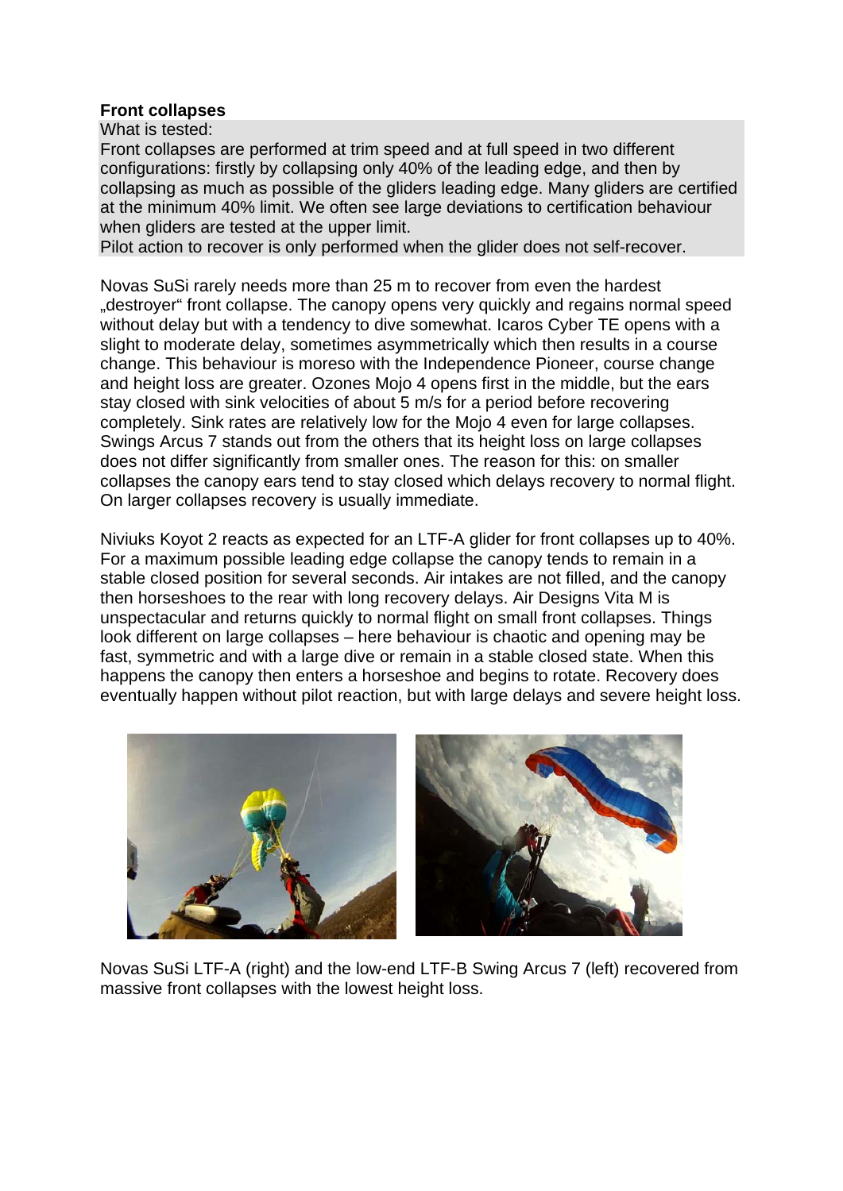**Front collapses**

What is tested:
Front collapses are performed at trim speed and at full speed in two different configurations: firstly by collapsing only 40% of the leading edge, and then by collapsing as much as possible of the gliders leading edge. Many gliders are certified at the minimum 40% limit. We often see large deviations to certification behaviour when gliders are tested at the upper limit.
Pilot action to recover is only performed when the glider does not self-recover.

Novas SuSi rarely needs more than 25 m to recover from even the hardest „destroyer" front collapse. The canopy opens very quickly and regains normal speed without delay but with a tendency to dive somewhat. Icaros Cyber TE opens with a slight to moderate delay, sometimes asymmetrically which then results in a course change. This behaviour is moreso with the Independence Pioneer, course change and height loss are greater. Ozones Mojo 4 opens first in the middle, but the ears stay closed with sink velocities of about 5 m/s for a period before recovering completely. Sink rates are relatively low for the Mojo 4 even for large collapses. Swings Arcus 7 stands out from the others that its height loss on large collapses does not differ significantly from smaller ones. The reason for this: on smaller collapses the canopy ears tend to stay closed which delays recovery to normal flight. On larger collapses recovery is usually immediate.

Niviuks Koyot 2 reacts as expected for an LTF-A glider for front collapses up to 40%. For a maximum possible leading edge collapse the canopy tends to remain in a stable closed position for several seconds. Air intakes are not filled, and the canopy then horseshoes to the rear with long recovery delays. Air Designs Vita M is unspectacular and returns quickly to normal flight on small front collapses. Things look different on large collapses – here behaviour is chaotic and opening may be fast, symmetric and with a large dive or remain in a stable closed state. When this happens the canopy then enters a horseshoe and begins to rotate. Recovery does eventually happen without pilot reaction, but with large delays and severe height loss.

Novas SuSi LTF-A (right) and the low-end LTF-B Swing Arcus 7 (left) recovered from massive front collapses with the lowest height loss.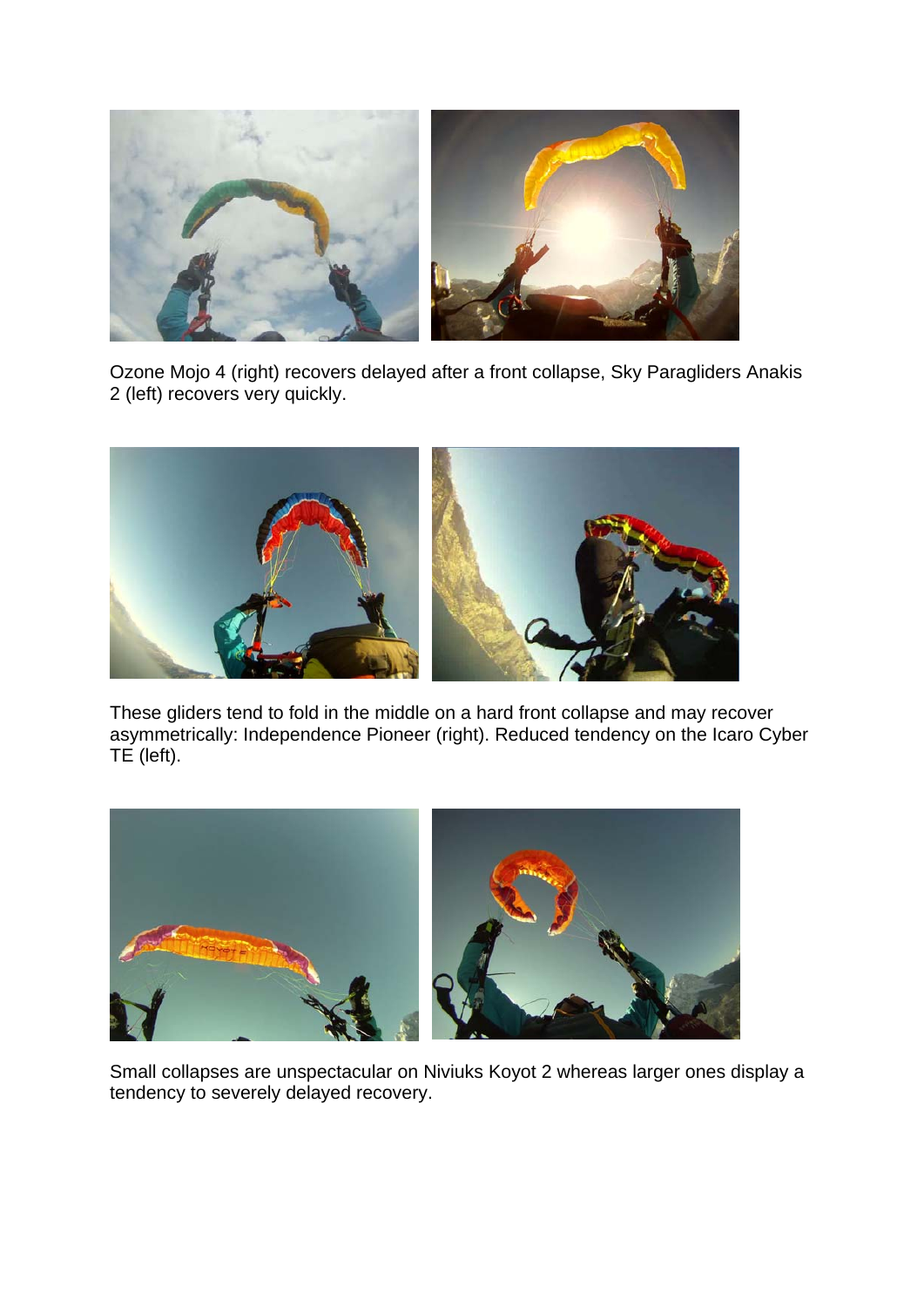Ozone Mojo 4 (right) recovers delayed after a front collapse, Sky Paragliders Anakis 2 (left) recovers very quickly.

These gliders tend to fold in the middle on a hard front collapse and may recover asymmetrically: Independence Pioneer (right). Reduced tendency on the Icaro Cyber TE (left).

Small collapses are unspectacular on Niviuks Koyot 2 whereas larger ones display a tendency to severely delayed recovery.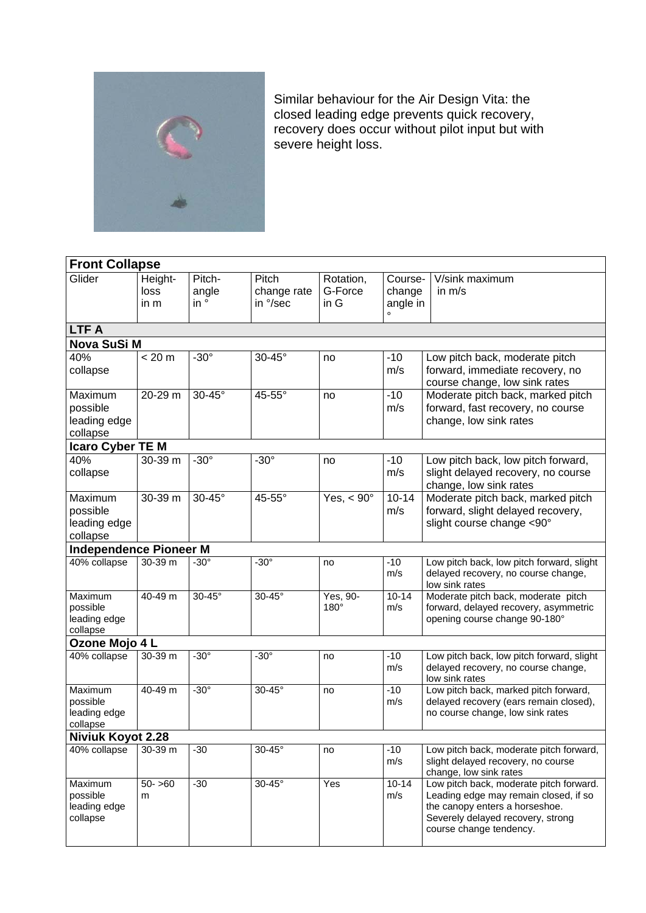Similar behaviour for the Air Design Vita: the closed leading edge prevents quick recovery, recovery does occur without pilot input but with severe height loss.

| Front Collapse | | | | | | |
|---|---|---|---|---|---|---|
| Glider | Height-loss in m | Pitch-angle in ° | Pitch change rate in °/sec | Rotation, G-Force in G | Course-change angle in ° | V/sink maximum in m/s |
| **LTF A** | | | | | | |
| **Nova SuSi M** | | | | | | |
| 40% collapse | < 20 m | -30° | 30-45° | no | -10 m/s | Low pitch back, moderate pitch forward, immediate recovery, no course change, low sink rates |
| Maximum possible leading edge collapse | 20-29 m | 30-45° | 45-55° | no | -10 m/s | Moderate pitch back, marked pitch forward, fast recovery, no course change, low sink rates |
| **Icaro Cyber TE M** | | | | | | |
| 40% collapse | 30-39 m | -30° | -30° | no | -10 m/s | Low pitch back, low pitch forward, slight delayed recovery, no course change, low sink rates |
| Maximum possible leading edge collapse | 30-39 m | 30-45° | 45-55° | Yes, < 90° | 10-14 m/s | Moderate pitch back, marked pitch forward, slight delayed recovery, slight course change <90° |
| **Independence Pioneer M** | | | | | | |
| 40% collapse | 30-39 m | -30° | -30° | no | -10 m/s | Low pitch back, low pitch forward, slight delayed recovery, no course change, low sink rates |
| Maximum possible leading edge collapse | 40-49 m | 30-45° | 30-45° | Yes, 90-180° | 10-14 m/s | Moderate pitch back, moderate pitch forward, delayed recovery, asymmetric opening course change 90-180° |
| **Ozone Mojo 4 L** | | | | | | |
| 40% collapse | 30-39 m | -30° | -30° | no | -10 m/s | Low pitch back, low pitch forward, slight delayed recovery, no course change, low sink rates |
| Maximum possible leading edge collapse | 40-49 m | -30° | 30-45° | no | -10 m/s | Low pitch back, marked pitch forward, delayed recovery (ears remain closed), no course change, low sink rates |
| **Niviuk Koyot 2.28** | | | | | | |
| 40% collapse | 30-39 m | -30 | 30-45° | no | -10 m/s | Low pitch back, moderate pitch forward, slight delayed recovery, no course change, low sink rates |
| Maximum possible leading edge collapse | 50- >60 m | -30 | 30-45° | Yes | 10-14 m/s | Low pitch back, moderate pitch forward. Leading edge may remain closed, if so the canopy enters a horseshoe. Severely delayed recovery, strong course change tendency. |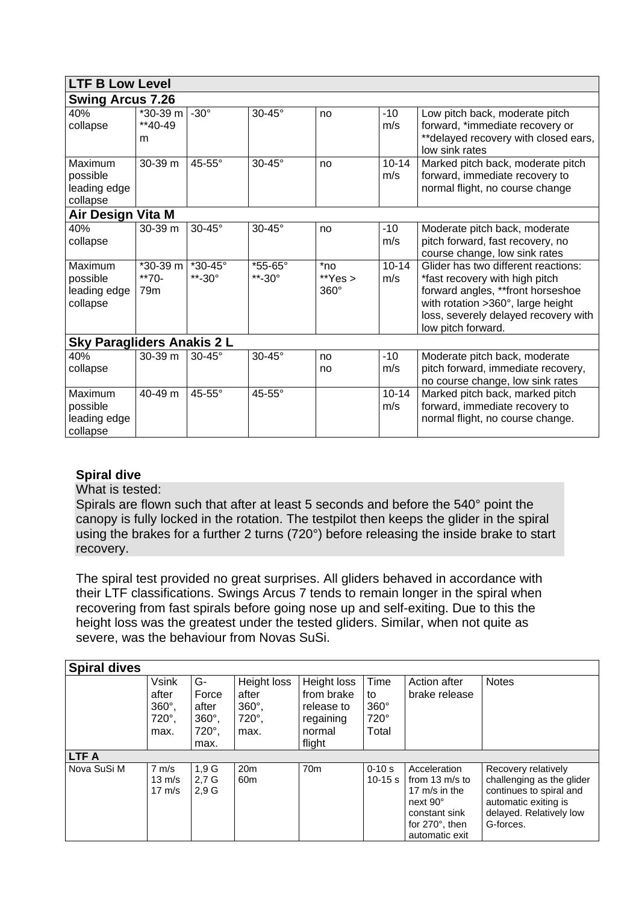| LTF B Low Level | | | | | | |
|---|---|---|---|---|---|---|
| **Swing Arcus 7.26** | | | | | | |
| 40% collapse | *30-39 m **40-49 m | -30° | 30-45° | no | -10 m/s | Low pitch back, moderate pitch forward, *immediate recovery or **delayed recovery with closed ears, low sink rates |
| Maximum possible leading edge collapse | 30-39 m | 45-55° | 30-45° | no | 10-14 m/s | Marked pitch back, moderate pitch forward, immediate recovery to normal flight, no course change |
| **Air Design Vita M** | | | | | | |
| 40% collapse | 30-39 m | 30-45° | 30-45° | no | -10 m/s | Moderate pitch back, moderate pitch forward, fast recovery, no course change, low sink rates |
| Maximum possible leading edge collapse | *30-39 m **70-79m | *30-45° **-30° | *55-65° **-30° | *no **Yes > 360° | 10-14 m/s | Glider has two different reactions: *fast recovery with high pitch forward angles, **front horseshoe with rotation >360°, large height loss, severely delayed recovery with low pitch forward. |
| **Sky Paragliders Anakis 2 L** | | | | | | |
| 40% collapse | 30-39 m | 30-45° | 30-45° | no no | -10 m/s | Moderate pitch back, moderate pitch forward, immediate recovery, no course change, low sink rates |
| Maximum possible leading edge collapse | 40-49 m | 45-55° | 45-55° | | 10-14 m/s | Marked pitch back, marked pitch forward, immediate recovery to normal flight, no course change. |

**Spiral dive**

What is tested:
Spirals are flown such that after at least 5 seconds and before the 540° point the canopy is fully locked in the rotation. The testpilot then keeps the glider in the spiral using the brakes for a further 2 turns (720°) before releasing the inside brake to start recovery.

The spiral test provided no great surprises. All gliders behaved in accordance with their LTF classifications. Swings Arcus 7 tends to remain longer in the spiral when recovering from fast spirals before going nose up and self-exiting. Due to this the height loss was the greatest under the tested gliders. Similar, when not quite as severe, was the behaviour from Novas SuSi.

| Spiral dives | | | | | | | |
|---|---|---|---|---|---|---|---|
| | Vsink after 360°, 720°, max. | G-Force after 360°, 720°, max. | Height loss after 360°, 720°, max. | Height loss from brake release to regaining normal flight | Time to 360° 720° Total | Action after brake release | Notes |
| **LTF A** | | | | | | | |
| Nova SuSi M | 7 m/s 13 m/s 17 m/s | 1,9 G 2,7 G 2,9 G | 20m 60m | 70m | 0-10 s 10-15 s | Acceleration from 13 m/s to 17 m/s in the next 90° constant sink for 270°, then automatic exit | Recovery relatively challenging as the glider continues to spiral and automatic exiting is delayed. Relatively low G-forces. |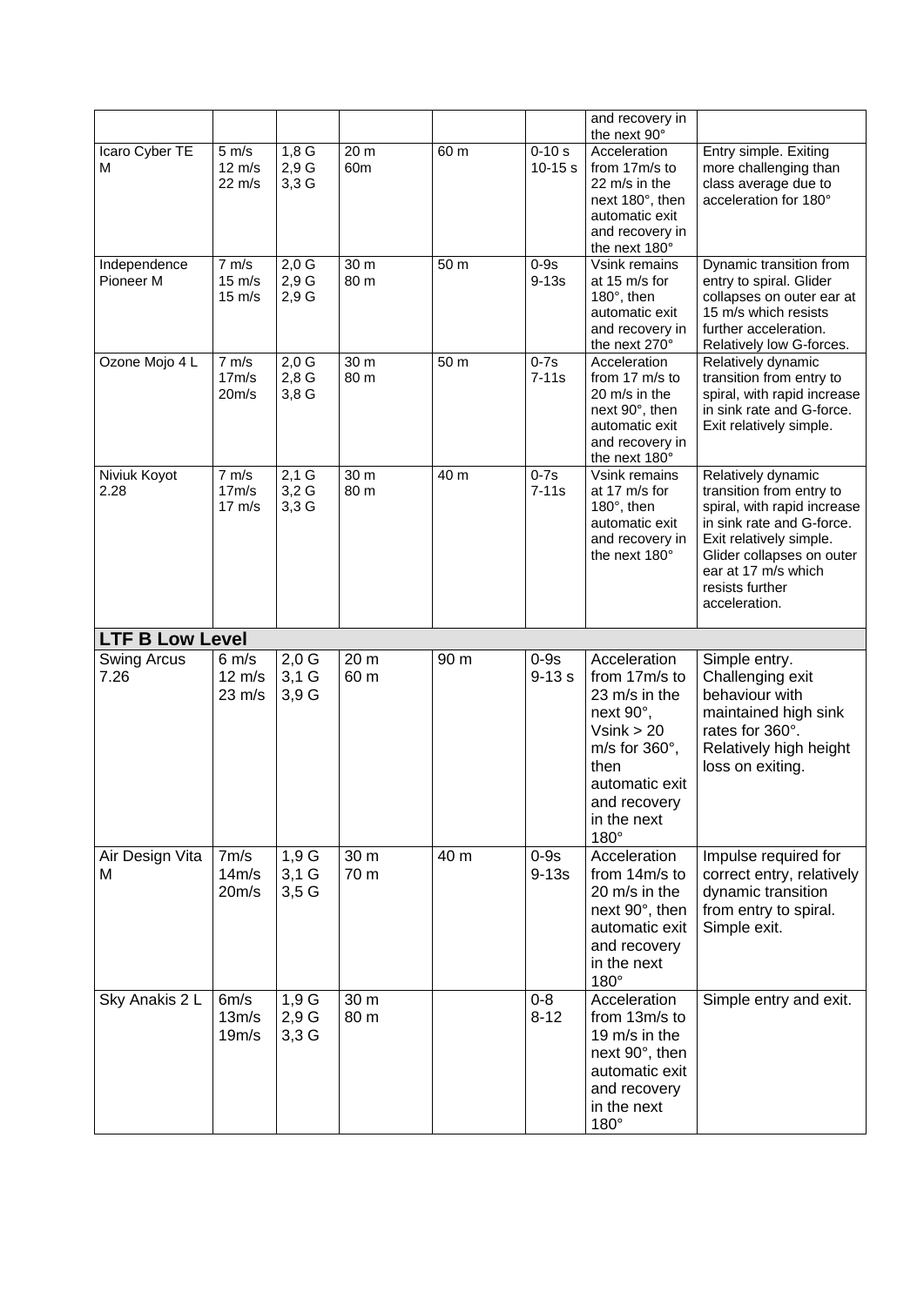|  |  |  |  |  |  | and recovery in the next 90° |  |
|---|---|---|---|---|---|---|---|
| Icaro Cyber TE M | 5 m/s<br>12 m/s<br>22 m/s | 1,8 G<br>2,9 G<br>3,3 G | 20 m<br>60m | 60 m | 0-10 s<br>10-15 s | Acceleration from 17m/s to 22 m/s in the next 180°, then automatic exit and recovery in the next 180° | Entry simple. Exiting more challenging than class average due to acceleration for 180° |
| Independence Pioneer M | 7 m/s<br>15 m/s<br>15 m/s | 2,0 G<br>2,9 G<br>2,9 G | 30 m<br>80 m | 50 m | 0-9s<br>9-13s | Vsink remains at 15 m/s for 180°, then automatic exit and recovery in the next 270° | Dynamic transition from entry to spiral. Glider collapses on outer ear at 15 m/s which resists further acceleration. Relatively low G-forces. |
| Ozone Mojo 4 L | 7 m/s<br>17m/s<br>20m/s | 2,0 G<br>2,8 G<br>3,8 G | 30 m<br>80 m | 50 m | 0-7s<br>7-11s | Acceleration from 17 m/s to 20 m/s in the next 90°, then automatic exit and recovery in the next 180° | Relatively dynamic transition from entry to spiral, with rapid increase in sink rate and G-force. Exit relatively simple. |
| Niviuk Koyot 2.28 | 7 m/s<br>17m/s<br>17 m/s | 2,1 G<br>3,2 G<br>3,3 G | 30 m<br>80 m | 40 m | 0-7s<br>7-11s | Vsink remains at 17 m/s for 180°, then automatic exit and recovery in the next 180° | Relatively dynamic transition from entry to spiral, with rapid increase in sink rate and G-force. Exit relatively simple. Glider collapses on outer ear at 17 m/s which resists further acceleration. |
| **LTF B Low Level** |  |  |  |  |  |  |  |
| Swing Arcus 7.26 | 6 m/s<br>12 m/s<br>23 m/s | 2,0 G<br>3,1 G<br>3,9 G | 20 m<br>60 m | 90 m | 0-9s<br>9-13 s | Acceleration from 17m/s to 23 m/s in the next 90°, Vsink > 20 m/s for 360°, then automatic exit and recovery in the next 180° | Simple entry. Challenging exit behaviour with maintained high sink rates for 360°. Relatively high height loss on exiting. |
| Air Design Vita M | 7m/s<br>14m/s<br>20m/s | 1,9 G<br>3,1 G<br>3,5 G | 30 m<br>70 m | 40 m | 0-9s<br>9-13s | Acceleration from 14m/s to 20 m/s in the next 90°, then automatic exit and recovery in the next 180° | Impulse required for correct entry, relatively dynamic transition from entry to spiral. Simple exit. |
| Sky Anakis 2 L | 6m/s<br>13m/s<br>19m/s | 1,9 G<br>2,9 G<br>3,3 G | 30 m<br>80 m |  | 0-8<br>8-12 | Acceleration from 13m/s to 19 m/s in the next 90°, then automatic exit and recovery in the next 180° | Simple entry and exit. |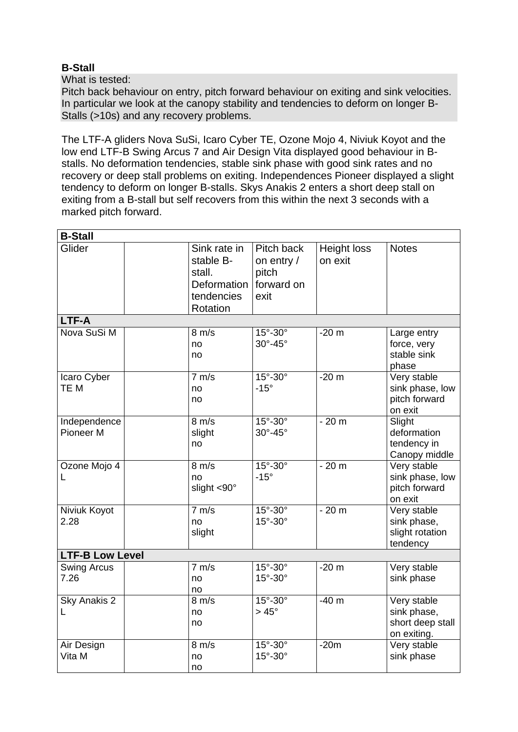**B-Stall**

What is tested:
Pitch back behaviour on entry, pitch forward behaviour on exiting and sink velocities. In particular we look at the canopy stability and tendencies to deform on longer B-Stalls (>10s) and any recovery problems.

The LTF-A gliders Nova SuSi, Icaro Cyber TE, Ozone Mojo 4, Niviuk Koyot and the low end LTF-B Swing Arcus 7 and Air Design Vita displayed good behaviour in B-stalls. No deformation tendencies, stable sink phase with good sink rates and no recovery or deep stall problems on exiting. Independences Pioneer displayed a slight tendency to deform on longer B-stalls. Skys Anakis 2 enters a short deep stall on exiting from a B-stall but self recovers from this within the next 3 seconds with a marked pitch forward.

| **B-Stall** | | | | | |
|---|---|---|---|---|---|
| Glider | | Sink rate in stable B-stall.<br>Deformation tendencies<br>Rotation | Pitch back on entry / pitch forward on exit | Height loss on exit | Notes |
| **LTF-A** | | | | | |
| Nova SuSi M | | 8 m/s<br>no<br>no | 15°-30°<br>30°-45° | -20 m | Large entry force, very stable sink phase |
| Icaro Cyber TE M | | 7 m/s<br>no<br>no | 15°-30°<br>-15° | -20 m | Very stable sink phase, low pitch forward on exit |
| Independence Pioneer M | | 8 m/s<br>slight<br>no | 15°-30°<br>30°-45° | - 20 m | Slight deformation tendency in Canopy middle |
| Ozone Mojo 4 L | | 8 m/s<br>no<br>slight <90° | 15°-30°<br>-15° | - 20 m | Very stable sink phase, low pitch forward on exit |
| Niviuk Koyot 2.28 | | 7 m/s<br>no<br>slight | 15°-30°<br>15°-30° | - 20 m | Very stable sink phase, slight rotation tendency |
| **LTF-B Low Level** | | | | | |
| Swing Arcus 7.26 | | 7 m/s<br>no<br>no | 15°-30°<br>15°-30° | -20 m | Very stable sink phase |
| Sky Anakis 2 L | | 8 m/s<br>no<br>no | 15°-30°<br>> 45° | -40 m | Very stable sink phase, short deep stall on exiting. |
| Air Design Vita M | | 8 m/s<br>no<br>no | 15°-30°<br>15°-30° | -20m | Very stable sink phase |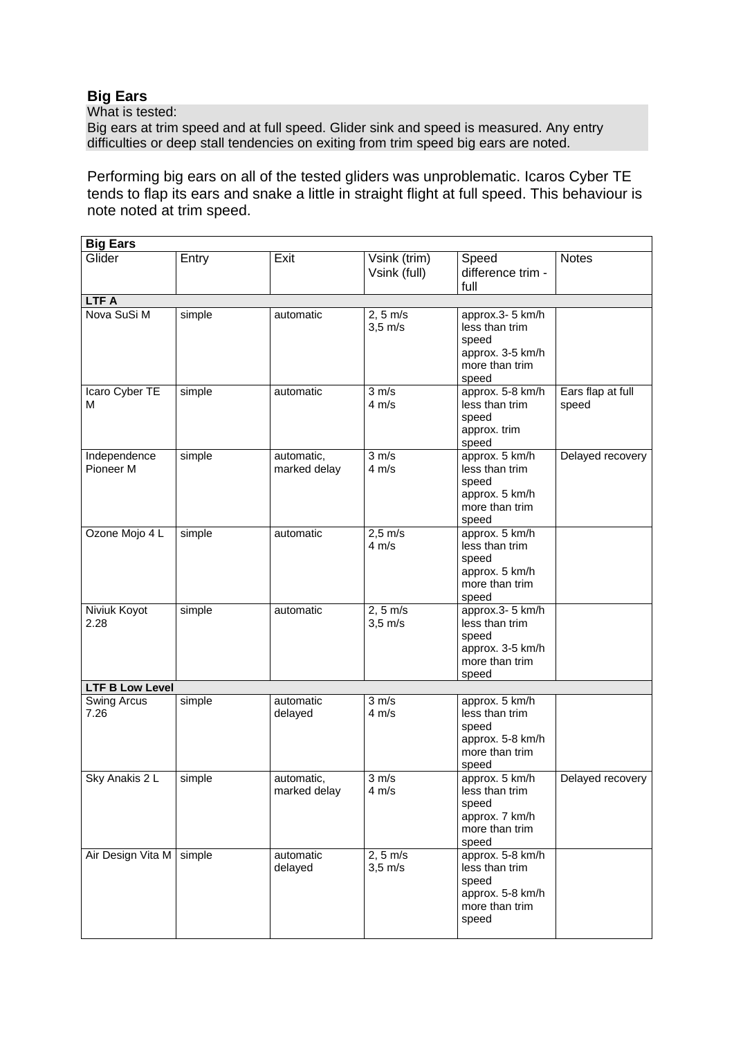### Big Ears

What is tested:
Big ears at trim speed and at full speed. Glider sink and speed is measured. Any entry difficulties or deep stall tendencies on exiting from trim speed big ears are noted.

Performing big ears on all of the tested gliders was unproblematic. Icaros Cyber TE tends to flap its ears and snake a little in straight flight at full speed. This behaviour is note noted at trim speed.

| Big Ears | | | | | |
|---|---|---|---|---|---|
| Glider | Entry | Exit | Vsink (trim) Vsink (full) | Speed difference trim - full | Notes |
| **LTF A** | | | | | |
| Nova SuSi M | simple | automatic | 2, 5 m/s 3,5 m/s | approx.3- 5 km/h less than trim speed approx. 3-5 km/h more than trim speed | |
| Icaro Cyber TE M | simple | automatic | 3 m/s 4 m/s | approx. 5-8 km/h less than trim speed approx. trim speed | Ears flap at full speed |
| Independence Pioneer M | simple | automatic, marked delay | 3 m/s 4 m/s | approx. 5 km/h less than trim speed approx. 5 km/h more than trim speed | Delayed recovery |
| Ozone Mojo 4 L | simple | automatic | 2,5 m/s 4 m/s | approx. 5 km/h less than trim speed approx. 5 km/h more than trim speed | |
| Niviuk Koyot 2.28 | simple | automatic | 2, 5 m/s 3,5 m/s | approx.3- 5 km/h less than trim speed approx. 3-5 km/h more than trim speed | |
| **LTF B Low Level** | | | | | |
| Swing Arcus 7.26 | simple | automatic delayed | 3 m/s 4 m/s | approx. 5 km/h less than trim speed approx. 5-8 km/h more than trim speed | |
| Sky Anakis 2 L | simple | automatic, marked delay | 3 m/s 4 m/s | approx. 5 km/h less than trim speed approx. 7 km/h more than trim speed | Delayed recovery |
| Air Design Vita M | simple | automatic delayed | 2, 5 m/s 3,5 m/s | approx. 5-8 km/h less than trim speed approx. 5-8 km/h more than trim speed | |